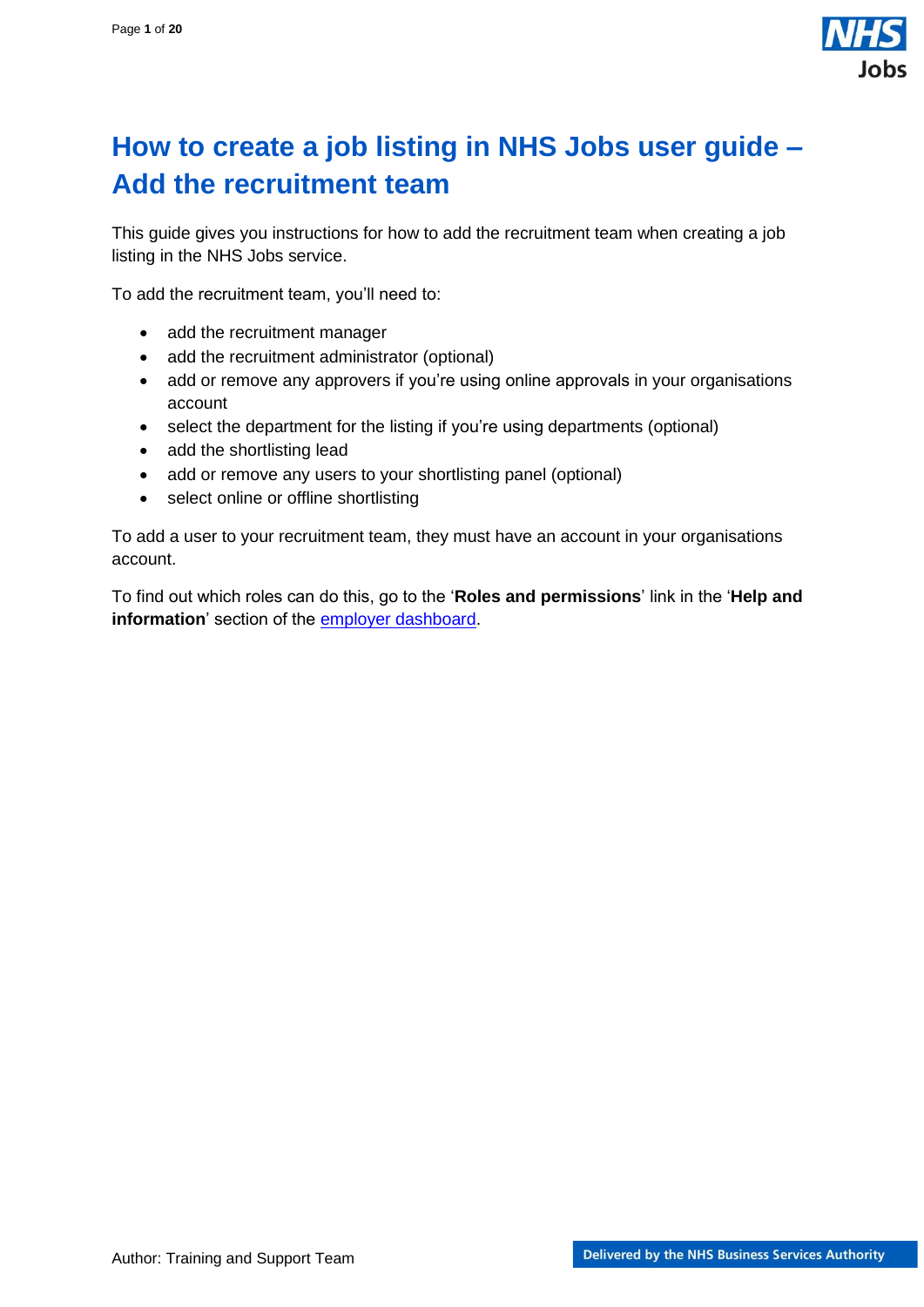# How to create a job listing in NHS Jobs user guide – Add the recruitment team

This guide gives you instructions for how to add the recruitment team when creating a job listing in the NHS Jobs service.

To add the recruitment team, you'll need to:

- add the recruitment manager
- add the recruitment administrator (optional)
- add or remove any approvers if you're using online approvals in your organisations account
- select the department for the listing if you're using departments (optional)
- add the shortlisting lead
- add or remove any users to your shortlisting panel (optional)
- select online or offline shortlisting

To add a user to your recruitment team, they must have an account in your organisations account.

To find out which roles can do this, go to the '**Roles and permissions**' link in the '**Help and information**' section of the [employer dashboard](employer dashboard).

Author: Training and Support Team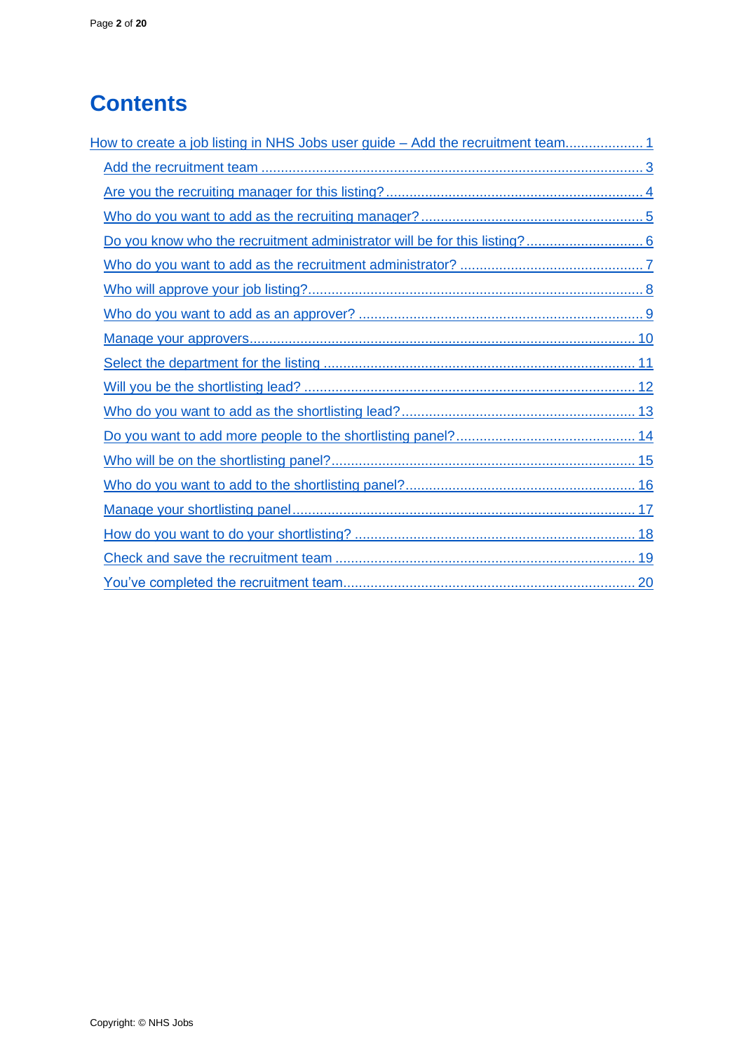# Contents

How to create a job listing in NHS Jobs user guide – Add the recruitment team .................... 1

- Add the recruitment team .................................................................................................. 3
- Are you the recruiting manager for this listing? .................................................................. 4
- Who do you want to add as the recruiting manager? ......................................................... 5
- Do you know who the recruitment administrator will be for this listing? .............................. 6
- Who do you want to add as the recruitment administrator? ............................................... 7
- Who will approve your job listing? ...................................................................................... 8
- Who do you want to add as an approver? ......................................................................... 9
- Manage your approvers .................................................................................................... 10
- Select the department for the listing ................................................................................ 11
- Will you be the shortlisting lead? ..................................................................................... 12
- Who do you want to add as the shortlisting lead? ............................................................ 13
- Do you want to add more people to the shortlisting panel? .............................................. 14
- Who will be on the shortlisting panel? .............................................................................. 15
- Who do you want to add to the shortlisting panel? ........................................................... 16
- Manage your shortlisting panel ........................................................................................ 17
- How do you want to do your shortlisting? ........................................................................ 18
- Check and save the recruitment team ............................................................................. 19
- You've completed the recruitment team ........................................................................... 20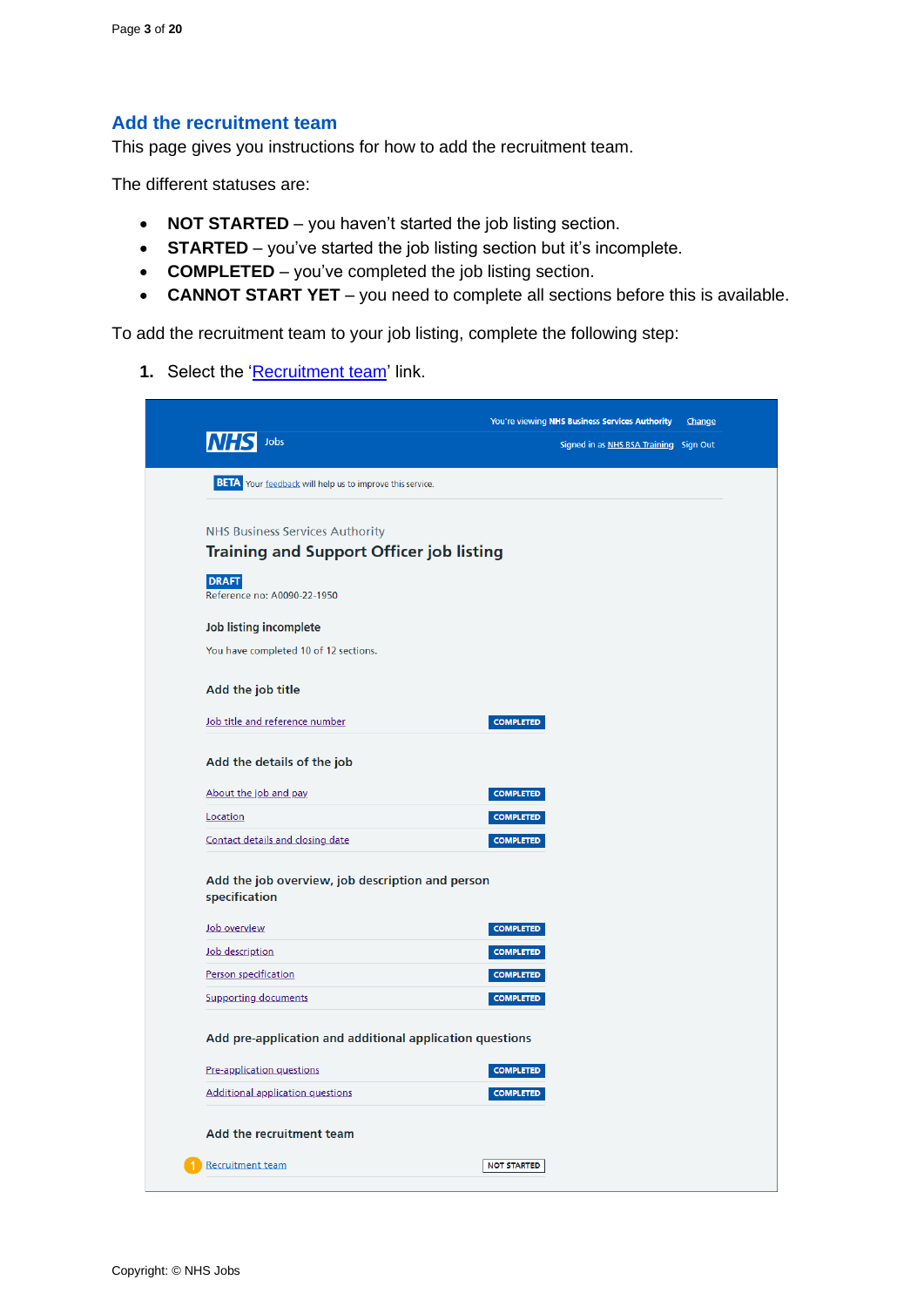## Add the recruitment team

This page gives you instructions for how to add the recruitment team.

The different statuses are:

- **NOT STARTED** – you haven't started the job listing section.
- **STARTED** – you've started the job listing section but it's incomplete.
- **COMPLETED** – you've completed the job listing section.
- **CANNOT START YET** – you need to complete all sections before this is available.

To add the recruitment team to your job listing, complete the following step:

1. Select the 'Recruitment team' link.

You're viewing NHS Business Services Authority Change

NHS Jobs

Signed in as NHS BSA Training Sign Out

BETA Your feedback will help us to improve this service.

NHS Business Services Authority

**Training and Support Officer job listing**

DRAFT

Reference no: A0090-22-1950

**Job listing incomplete**

You have completed 10 of 12 sections.

**Add the job title**

| | |
|---|---|
| Job title and reference number | COMPLETED |

**Add the details of the job**

| | |
|---|---|
| About the job and pay | COMPLETED |
| Location | COMPLETED |
| Contact details and closing date | COMPLETED |

**Add the job overview, job description and person specification**

| | |
|---|---|
| Job overview | COMPLETED |
| Job description | COMPLETED |
| Person specification | COMPLETED |
| Supporting documents | COMPLETED |

**Add pre-application and additional application questions**

| | |
|---|---|
| Pre-application questions | COMPLETED |
| Additional application questions | COMPLETED |

**Add the recruitment team**

| | |
|---|---|
| (1) Recruitment team | NOT STARTED |

Copyright: © NHS Jobs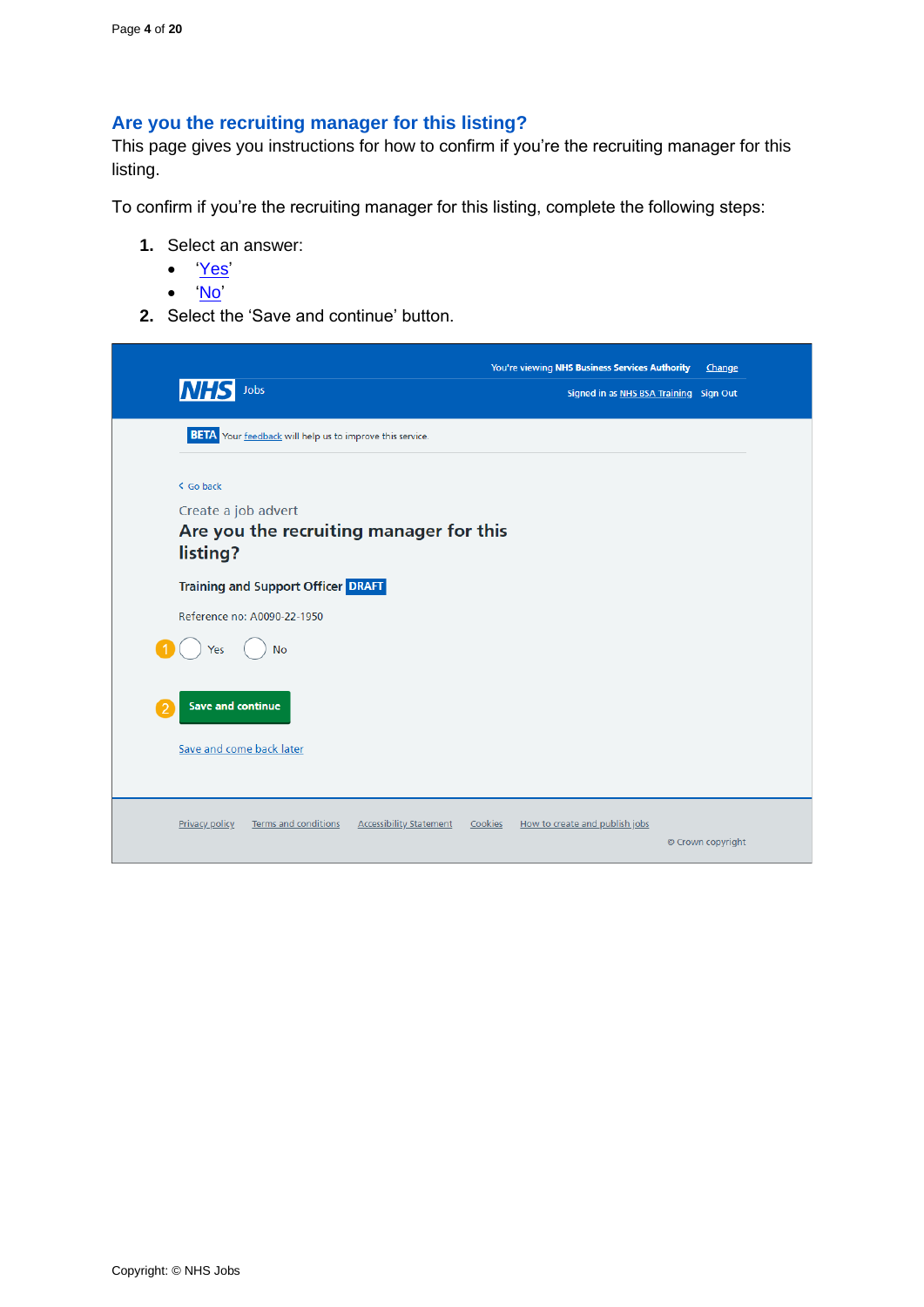## Are you the recruiting manager for this listing?

This page gives you instructions for how to confirm if you're the recruiting manager for this listing.

To confirm if you're the recruiting manager for this listing, complete the following steps:

1. Select an answer:
   - 'Yes'
   - 'No'
2. Select the 'Save and continue' button.

You're viewing NHS Business Services Authority Change

NHS Jobs

Signed in as NHS BSA Training Sign Out

BETA Your feedback will help us to improve this service.

Go back

Create a job advert

Are you the recruiting manager for this listing?

Training and Support Officer DRAFT

Reference no: A0090-22-1950

1 Yes No

2 Save and continue

Save and come back later

Privacy policy Terms and conditions Accessibility Statement Cookies How to create and publish jobs

© Crown copyright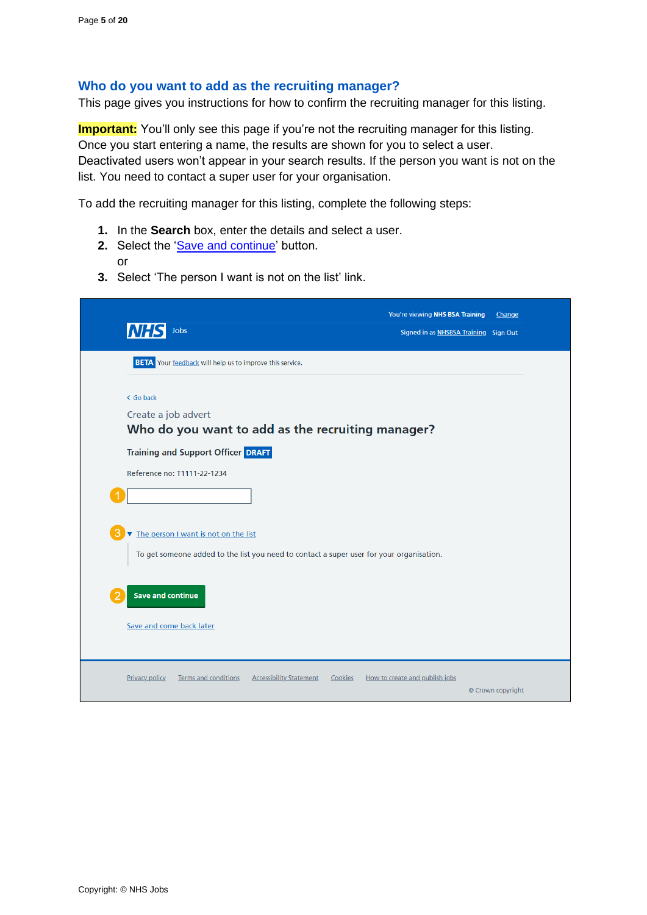## Who do you want to add as the recruiting manager?

This page gives you instructions for how to confirm the recruiting manager for this listing.

**Important:** You'll only see this page if you're not the recruiting manager for this listing. Once you start entering a name, the results are shown for you to select a user. Deactivated users won't appear in your search results. If the person you want is not on the list. You need to contact a super user for your organisation.

To add the recruiting manager for this listing, complete the following steps:

1. In the **Search** box, enter the details and select a user.
2. Select the 'Save and continue' button.
   or
3. Select 'The person I want is not on the list' link.

You're viewing NHS BSA Training Change

NHS Jobs

Signed in as NHSBSA Training Sign Out

BETA Your feedback will help us to improve this service.

Go back

Create a job advert

**Who do you want to add as the recruiting manager?**

Training and Support Officer DRAFT

Reference no: T1111-22-1234

1

3 The person I want is not on the list

To get someone added to the list you need to contact a super user for your organisation.

2 Save and continue

Save and come back later

Privacy policy Terms and conditions Accessibility Statement Cookies How to create and publish jobs

© Crown copyright

Copyright: © NHS Jobs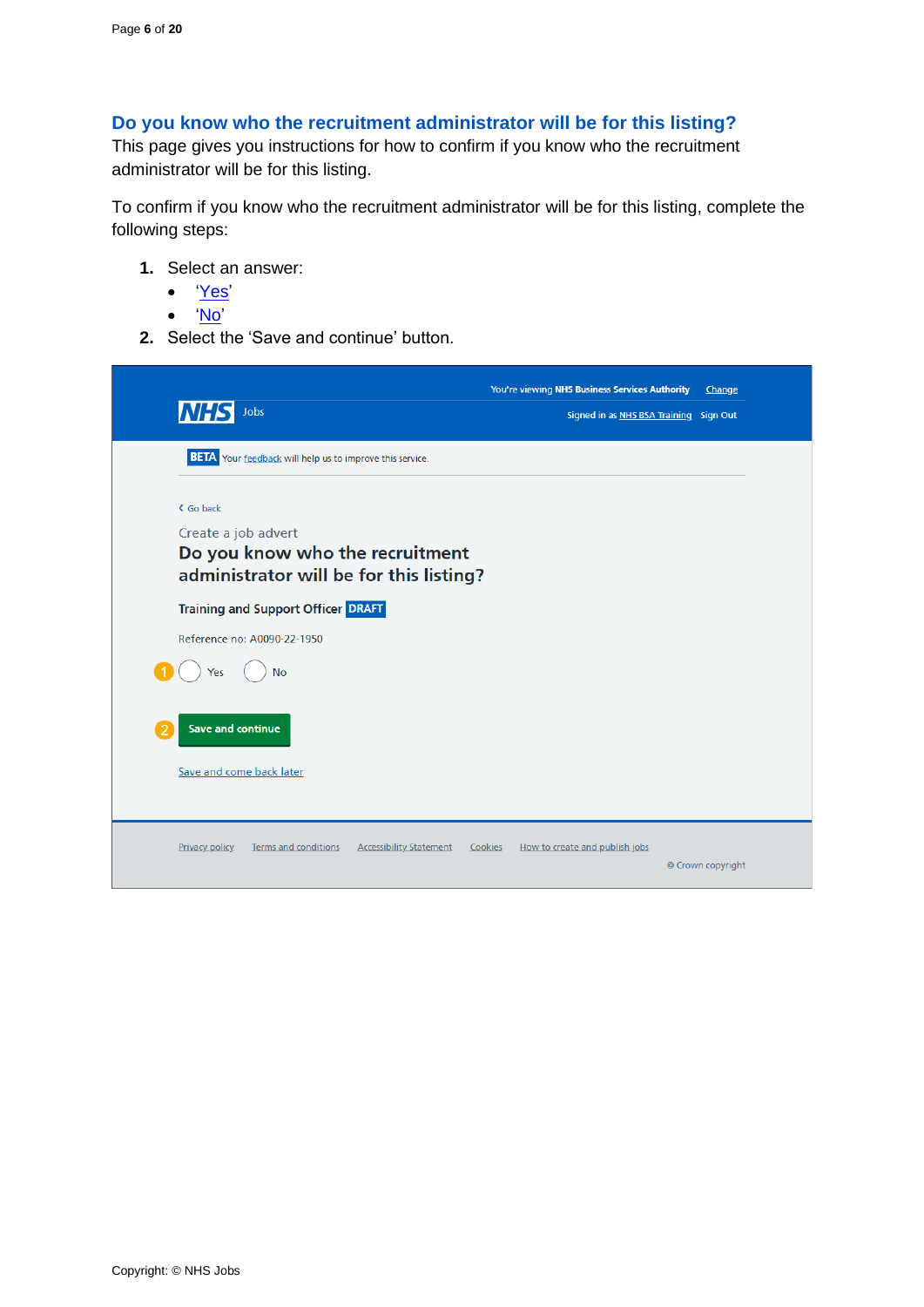## Do you know who the recruitment administrator will be for this listing?

This page gives you instructions for how to confirm if you know who the recruitment administrator will be for this listing.

To confirm if you know who the recruitment administrator will be for this listing, complete the following steps:

1. Select an answer:
   - 'Yes'
   - 'No'
2. Select the 'Save and continue' button.

You're viewing NHS Business Services Authority Change

NHS Jobs

Signed in as NHS BSA Training Sign Out

BETA Your feedback will help us to improve this service.

Go back

Create a job advert

**Do you know who the recruitment administrator will be for this listing?**

**Training and Support Officer** DRAFT

Reference no: A0090-22-1950

1 Yes No

2 Save and continue

Save and come back later

Privacy policy Terms and conditions Accessibility Statement Cookies How to create and publish jobs

© Crown copyright

Copyright: © NHS Jobs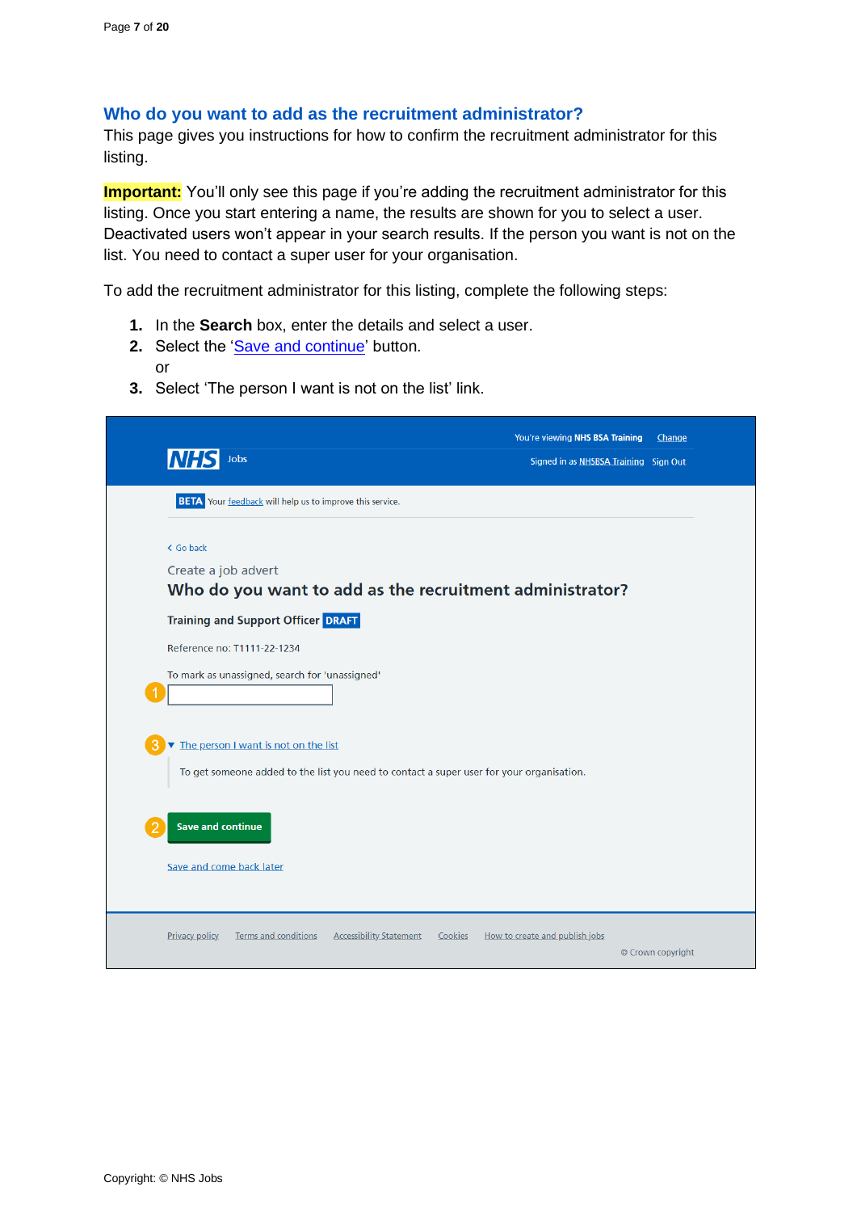## Who do you want to add as the recruitment administrator?

This page gives you instructions for how to confirm the recruitment administrator for this listing.

**Important:** You'll only see this page if you're adding the recruitment administrator for this listing. Once you start entering a name, the results are shown for you to select a user. Deactivated users won't appear in your search results. If the person you want is not on the list. You need to contact a super user for your organisation.

To add the recruitment administrator for this listing, complete the following steps:

1. In the **Search** box, enter the details and select a user.
2. Select the 'Save and continue' button.
   or
3. Select 'The person I want is not on the list' link.

You're viewing **NHS BSA Training** Change

NHS Jobs

Signed in as NHSBSA Training Sign Out

**BETA** Your feedback will help us to improve this service.

< Go back

Create a job advert

### Who do you want to add as the recruitment administrator?

**Training and Support Officer** **DRAFT**

Reference no: T1111-22-1234

To mark as unassigned, search for 'unassigned'

① [ ]

③ ▼ The person I want is not on the list

To get someone added to the list you need to contact a super user for your organisation.

② **Save and continue**

Save and come back later

Privacy policy Terms and conditions Accessibility Statement Cookies How to create and publish jobs

© Crown copyright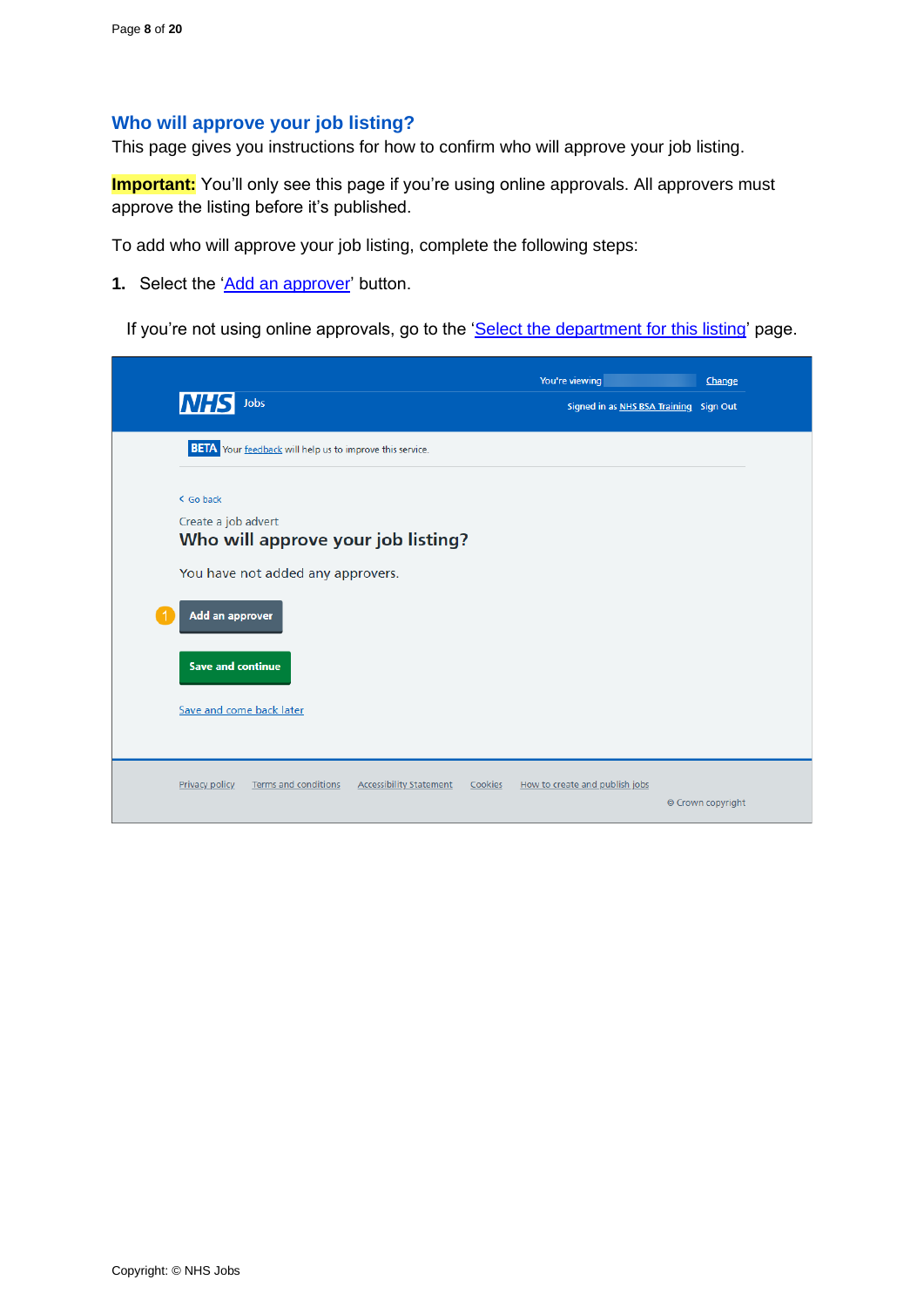## Who will approve your job listing?

This page gives you instructions for how to confirm who will approve your job listing.

**Important:** You'll only see this page if you're using online approvals. All approvers must approve the listing before it's published.

To add who will approve your job listing, complete the following steps:

1. Select the 'Add an approver' button.

If you're not using online approvals, go to the 'Select the department for this listing' page.

You're viewing Change

Signed in as NHS BSA Training Sign Out

BETA Your feedback will help us to improve this service.

Go back

Create a job advert

**Who will approve your job listing?**

You have not added any approvers.

1 Add an approver

Save and continue

Save and come back later

Privacy policy Terms and conditions Accessibility Statement Cookies How to create and publish jobs

© Crown copyright

Copyright: © NHS Jobs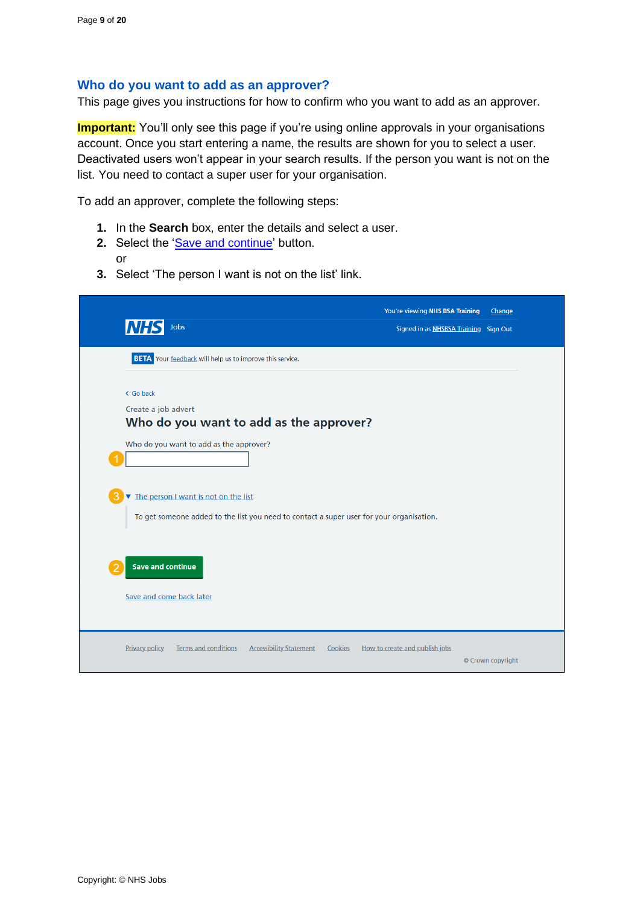## Who do you want to add as an approver?

This page gives you instructions for how to confirm who you want to add as an approver.

**Important:** You'll only see this page if you're using online approvals in your organisations account. Once you start entering a name, the results are shown for you to select a user. Deactivated users won't appear in your search results. If the person you want is not on the list. You need to contact a super user for your organisation.

To add an approver, complete the following steps:

1. In the **Search** box, enter the details and select a user.
2. Select the 'Save and continue' button.
   or
3. Select 'The person I want is not on the list' link.

You're viewing NHS BSA Training Change

NHS Jobs

Signed in as NHSBSA Training Sign Out

BETA Your feedback will help us to improve this service.

Go back

Create a job advert

**Who do you want to add as the approver?**

Who do you want to add as the approver?

1

3 The person I want is not on the list

To get someone added to the list you need to contact a super user for your organisation.

2 Save and continue

Save and come back later

Privacy policy Terms and conditions Accessibility Statement Cookies How to create and publish jobs

© Crown copyright

Copyright: © NHS Jobs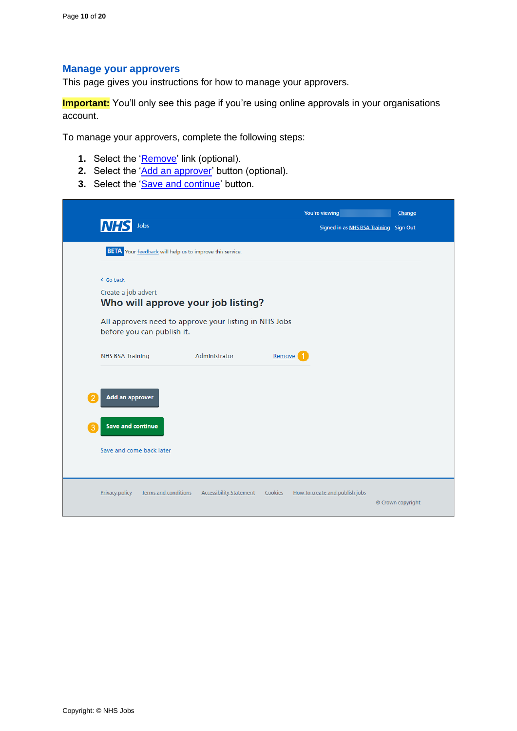## Manage your approvers

This page gives you instructions for how to manage your approvers.

**Important:** You'll only see this page if you're using online approvals in your organisations account.

To manage your approvers, complete the following steps:

1. Select the 'Remove' link (optional).
2. Select the 'Add an approver' button (optional).
3. Select the 'Save and continue' button.

You're viewing Change

NHS Jobs

Signed in as NHS BSA Training Sign Out

BETA Your feedback will help us to improve this service.

Go back

Create a job advert

### Who will approve your job listing?

All approvers need to approve your listing in NHS Jobs before you can publish it.

| NHS BSA Training | Administrator | Remove (1) |
|---|---|---|

(2) Add an approver

(3) Save and continue

Save and come back later

Privacy policy | Terms and conditions | Accessibility Statement | Cookies | How to create and publish jobs

© Crown copyright

Copyright: © NHS Jobs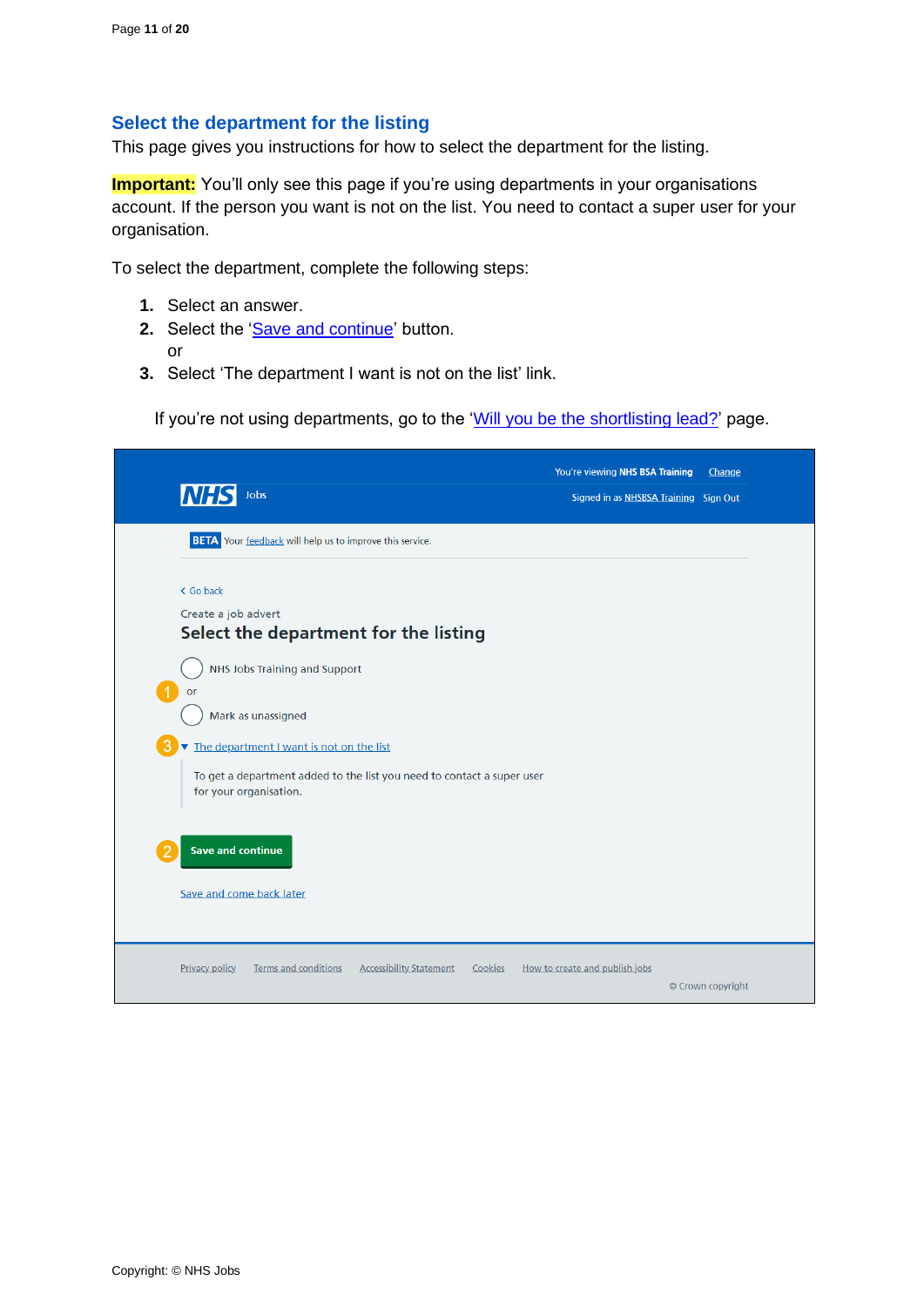## Select the department for the listing

This page gives you instructions for how to select the department for the listing.

**Important:** You'll only see this page if you're using departments in your organisations account. If the person you want is not on the list. You need to contact a super user for your organisation.

To select the department, complete the following steps:

1. Select an answer.
2. Select the 'Save and continue' button.
   or
3. Select 'The department I want is not on the list' link.

If you're not using departments, go to the 'Will you be the shortlisting lead?' page.

You're viewing NHS BSA Training Change
NHS Jobs
Signed in as NHSBSA Training Sign Out

BETA Your feedback will help us to improve this service.

< Go back

Create a job advert

### Select the department for the listing

- NHS Jobs Training and Support

or

- Mark as unassigned

▼ The department I want is not on the list

To get a department added to the list you need to contact a super user for your organisation.

Save and continue

Save and come back later

Privacy policy | Terms and conditions | Accessibility Statement | Cookies | How to create and publish jobs

© Crown copyright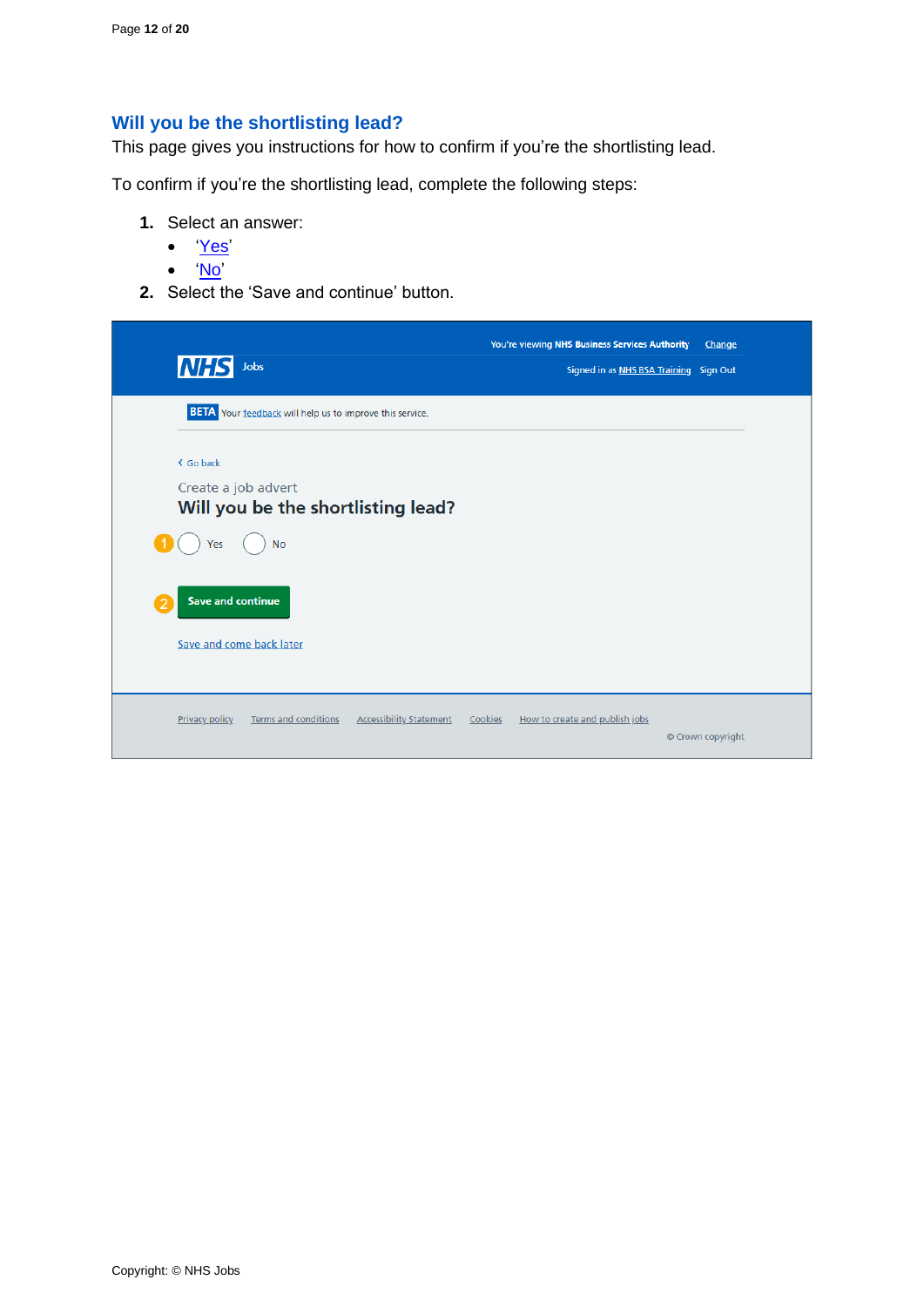## Will you be the shortlisting lead?

This page gives you instructions for how to confirm if you're the shortlisting lead.

To confirm if you're the shortlisting lead, complete the following steps:

1. Select an answer:
   - 'Yes'
   - 'No'
2. Select the 'Save and continue' button.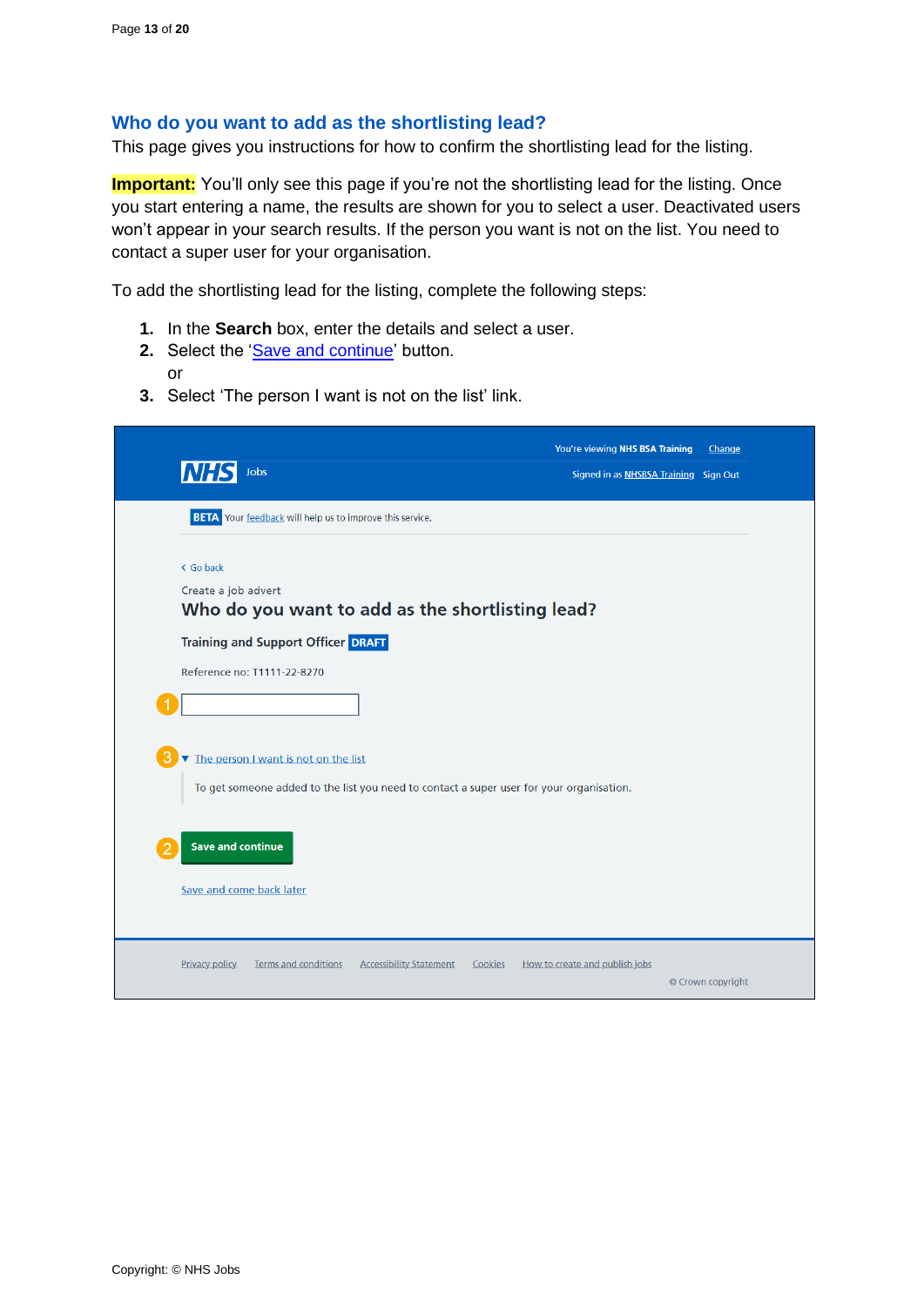## Who do you want to add as the shortlisting lead?

This page gives you instructions for how to confirm the shortlisting lead for the listing.

**Important:** You'll only see this page if you're not the shortlisting lead for the listing. Once you start entering a name, the results are shown for you to select a user. Deactivated users won't appear in your search results. If the person you want is not on the list. You need to contact a super user for your organisation.

To add the shortlisting lead for the listing, complete the following steps:

1. In the **Search** box, enter the details and select a user.
2. Select the 'Save and continue' button.
   or
3. Select 'The person I want is not on the list' link.

You're viewing NHS BSA Training Change

NHS Jobs

Signed in as NHSBSA Training Sign Out

BETA Your feedback will help us to improve this service.

< Go back

Create a job advert

**Who do you want to add as the shortlisting lead?**

**Training and Support Officer** DRAFT

Reference no: T1111-22-8270

1 [ ]

3 ▼ The person I want is not on the list

To get someone added to the list you need to contact a super user for your organisation.

2 Save and continue

Save and come back later

Privacy policy   Terms and conditions   Accessibility Statement   Cookies   How to create and publish jobs

© Crown copyright

Copyright: © NHS Jobs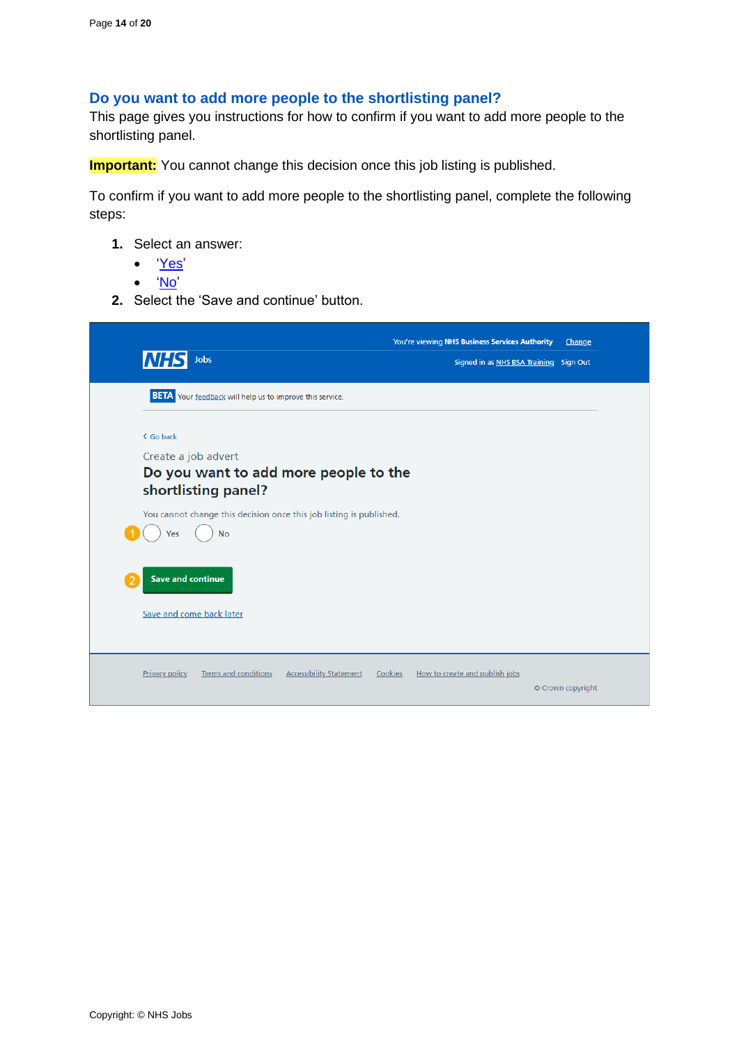## Do you want to add more people to the shortlisting panel?

This page gives you instructions for how to confirm if you want to add more people to the shortlisting panel.

**Important:** You cannot change this decision once this job listing is published.

To confirm if you want to add more people to the shortlisting panel, complete the following steps:

1. Select an answer:
   - 'Yes'
   - 'No'
2. Select the 'Save and continue' button.

You're viewing NHS Business Services Authority Change

NHS Jobs

Signed in as NHS BSA Training Sign Out

BETA Your feedback will help us to improve this service.

Go back

Create a job advert

**Do you want to add more people to the shortlisting panel?**

You cannot change this decision once this job listing is published.

1 Yes No

2 Save and continue

Save and come back later

Privacy policy Terms and conditions Accessibility Statement Cookies How to create and publish jobs

© Crown copyright

Copyright: © NHS Jobs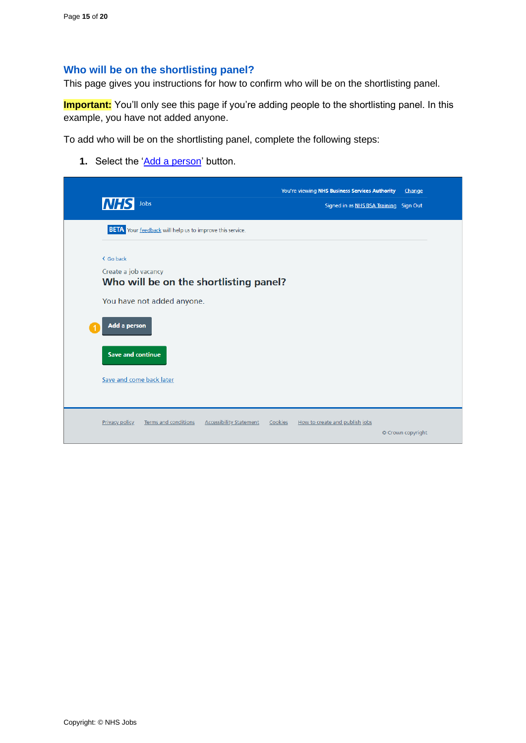## Who will be on the shortlisting panel?

This page gives you instructions for how to confirm who will be on the shortlisting panel.

**Important:** You'll only see this page if you're adding people to the shortlisting panel. In this example, you have not added anyone.

To add who will be on the shortlisting panel, complete the following steps:

1. Select the 'Add a person' button.

You're viewing NHS Business Services Authority Change

NHS Jobs

Signed in as NHS BSA Training Sign Out

BETA Your feedback will help us to improve this service.

Go back

Create a job vacancy

Who will be on the shortlisting panel?

You have not added anyone.

Add a person

Save and continue

Save and come back later

Privacy policy Terms and conditions Accessibility Statement Cookies How to create and publish jobs

© Crown copyright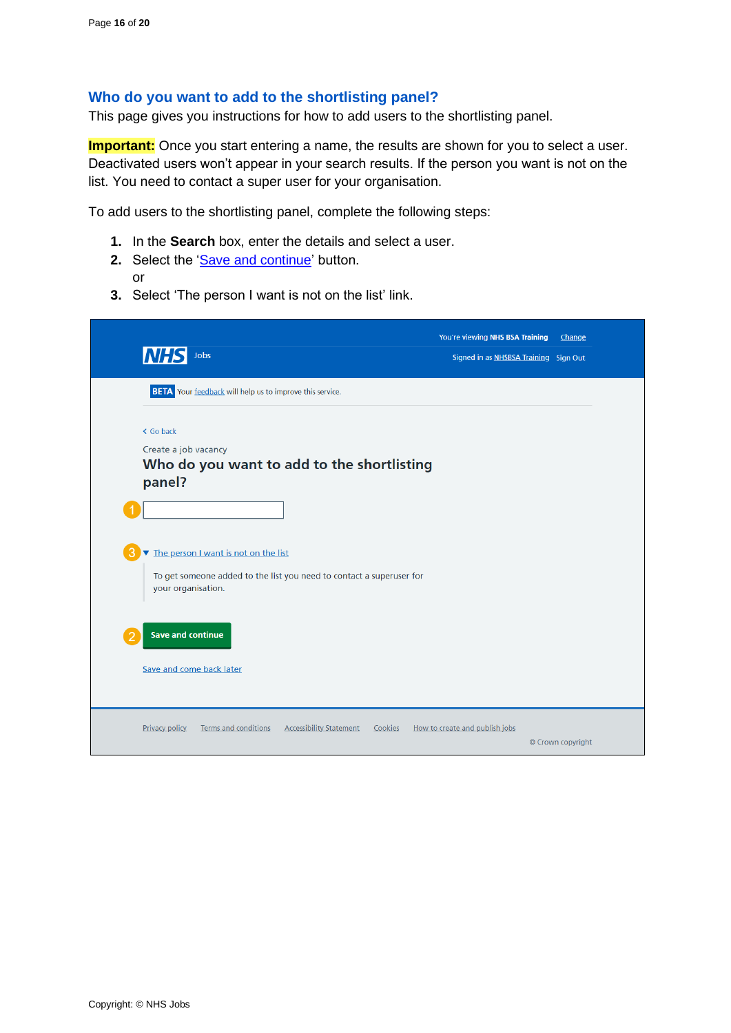## Who do you want to add to the shortlisting panel?

This page gives you instructions for how to add users to the shortlisting panel.

**Important:** Once you start entering a name, the results are shown for you to select a user. Deactivated users won't appear in your search results. If the person you want is not on the list. You need to contact a super user for your organisation.

To add users to the shortlisting panel, complete the following steps:

1. In the **Search** box, enter the details and select a user.
2. Select the 'Save and continue' button.
   or
3. Select 'The person I want is not on the list' link.

You're viewing NHS BSA Training Change

NHS Jobs Signed in as NHSBSA Training Sign Out

BETA Your feedback will help us to improve this service.

< Go back

Create a job vacancy

**Who do you want to add to the shortlisting panel?**

1

3 ▼ The person I want is not on the list

To get someone added to the list you need to contact a superuser for your organisation.

2 Save and continue

Save and come back later

Privacy policy Terms and conditions Accessibility Statement Cookies How to create and publish jobs

© Crown copyright

Copyright: © NHS Jobs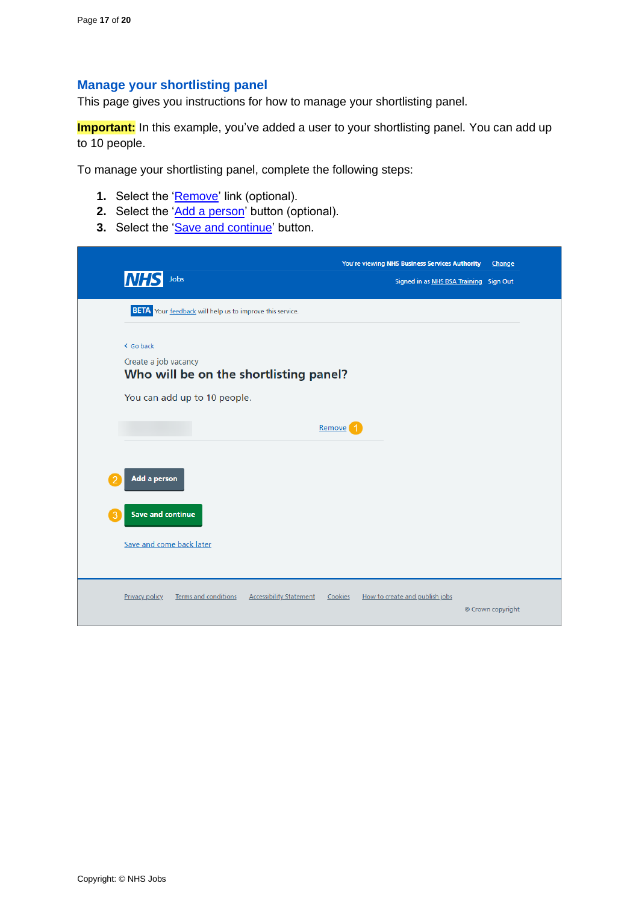## Manage your shortlisting panel

This page gives you instructions for how to manage your shortlisting panel.

**Important:** In this example, you've added a user to your shortlisting panel. You can add up to 10 people.

To manage your shortlisting panel, complete the following steps:

1. Select the 'Remove' link (optional).
2. Select the 'Add a person' button (optional).
3. Select the 'Save and continue' button.

You're viewing NHS Business Services Authority Change

NHS Jobs

Signed in as NHS BSA Training Sign Out

BETA Your feedback will help us to improve this service.

Go back

Create a job vacancy

**Who will be on the shortlisting panel?**

You can add up to 10 people.

Remove 1

2 Add a person

3 Save and continue

Save and come back later

Privacy policy Terms and conditions Accessibility Statement Cookies How to create and publish jobs

© Crown copyright

Copyright: © NHS Jobs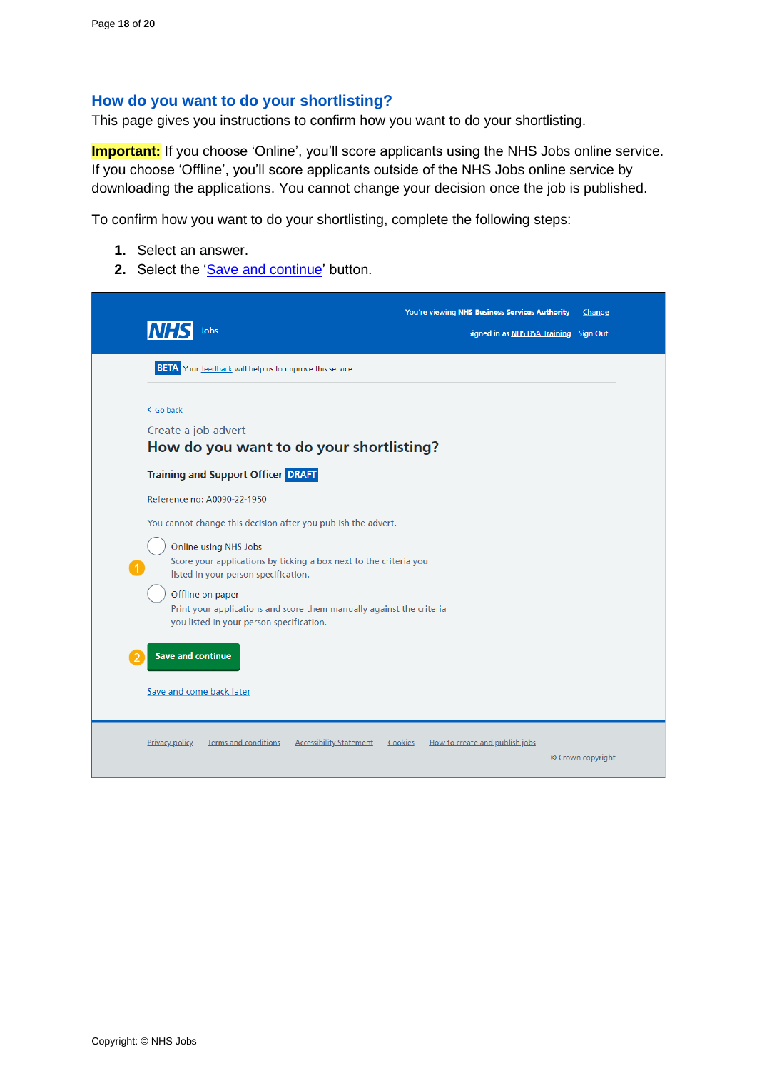## How do you want to do your shortlisting?

This page gives you instructions to confirm how you want to do your shortlisting.

**Important:** If you choose 'Online', you'll score applicants using the NHS Jobs online service. If you choose 'Offline', you'll score applicants outside of the NHS Jobs online service by downloading the applications. You cannot change your decision once the job is published.

To confirm how you want to do your shortlisting, complete the following steps:

1. Select an answer.
2. Select the 'Save and continue' button.

You're viewing NHS Business Services Authority Change

NHS Jobs

Signed in as NHS BSA Training Sign Out

BETA Your feedback will help us to improve this service.

‹ Go back

Create a job advert

### How do you want to do your shortlisting?

**Training and Support Officer** DRAFT

Reference no: A0090-22-1950

You cannot change this decision after you publish the advert.

1. Online using NHS Jobs
   Score your applications by ticking a box next to the criteria you listed in your person specification.

   Offline on paper
   Print your applications and score them manually against the criteria you listed in your person specification.

2. Save and continue

Save and come back later

Privacy policy Terms and conditions Accessibility Statement Cookies How to create and publish jobs

© Crown copyright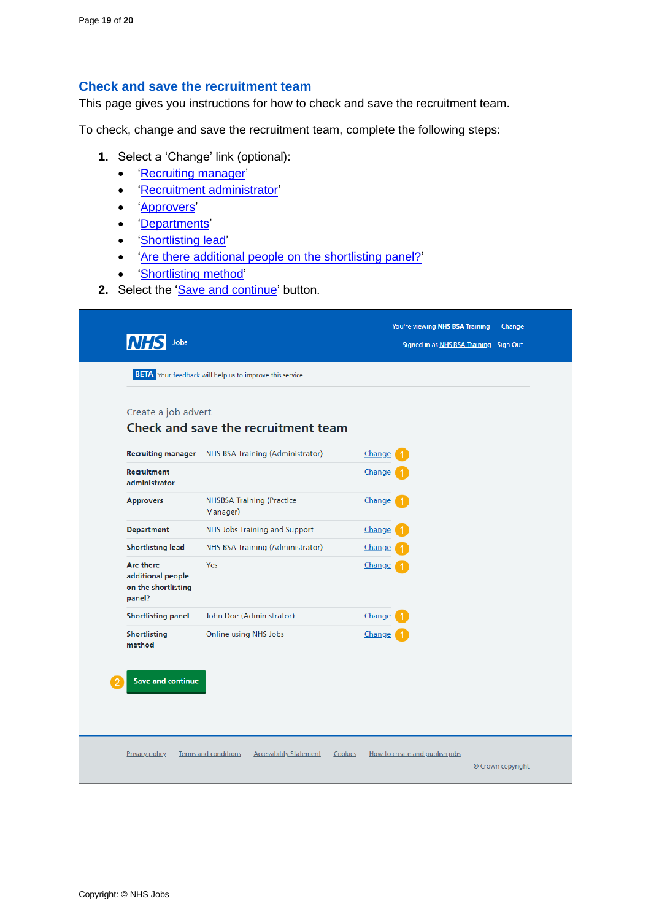## Check and save the recruitment team

This page gives you instructions for how to check and save the recruitment team.

To check, change and save the recruitment team, complete the following steps:

1. Select a 'Change' link (optional):
   - 'Recruiting manager'
   - 'Recruitment administrator'
   - 'Approvers'
   - 'Departments'
   - 'Shortlisting lead'
   - 'Are there additional people on the shortlisting panel?'
   - 'Shortlisting method'
2. Select the 'Save and continue' button.

You're viewing NHS BSA Training Change

Signed in as NHS BSA Training Sign Out

NHS Jobs

BETA Your feedback will help us to improve this service.

Create a job advert

### Check and save the recruitment team

| | | |
|---|---|---|
| **Recruiting manager** | NHS BSA Training (Administrator) | Change 1 |
| **Recruitment administrator** | | Change 1 |
| **Approvers** | NHSBSA Training (Practice Manager) | Change 1 |
| **Department** | NHS Jobs Training and Support | Change 1 |
| **Shortlisting lead** | NHS BSA Training (Administrator) | Change 1 |
| **Are there additional people on the shortlisting panel?** | Yes | Change 1 |
| **Shortlisting panel** | John Doe (Administrator) | Change 1 |
| **Shortlisting method** | Online using NHS Jobs | Change 1 |

2 Save and continue

Privacy policy Terms and conditions Accessibility Statement Cookies How to create and publish jobs

© Crown copyright

Copyright: © NHS Jobs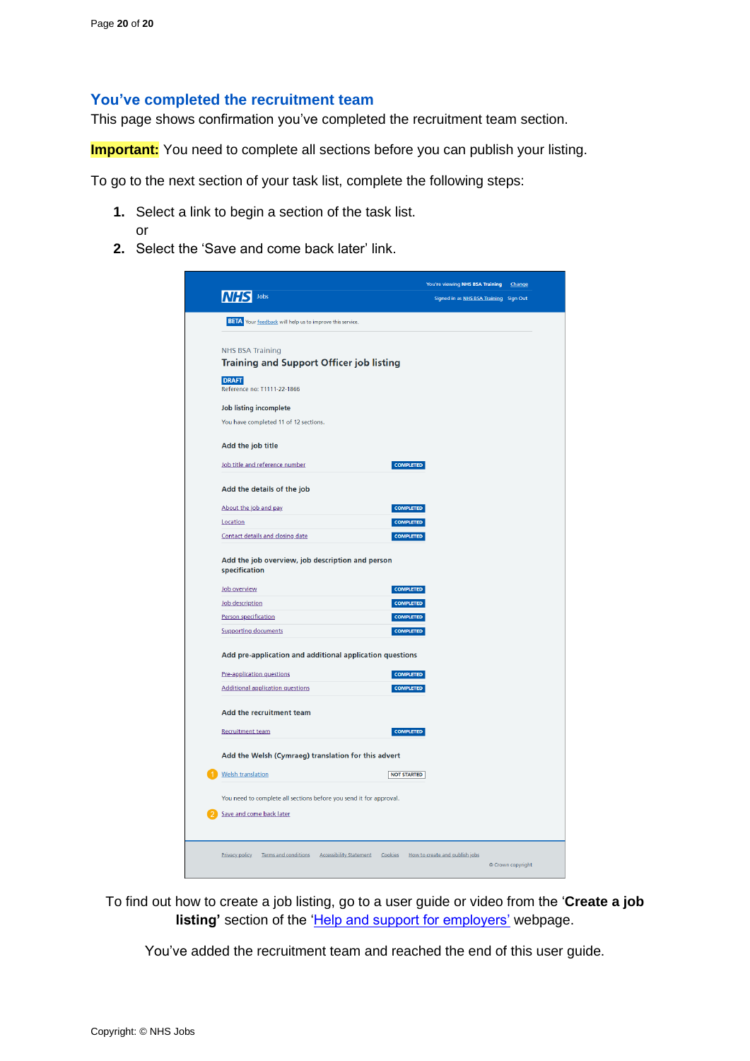## You’ve completed the recruitment team

This page shows confirmation you’ve completed the recruitment team section.

**Important:** You need to complete all sections before you can publish your listing.

To go to the next section of your task list, complete the following steps:

1. Select a link to begin a section of the task list.
   or
2. Select the ‘Save and come back later’ link.

To find out how to create a job listing, go to a user guide or video from the ‘**Create a job listing’** section of the ‘Help and support for employers’ webpage.

You’ve added the recruitment team and reached the end of this user guide.

Copyright: © NHS Jobs